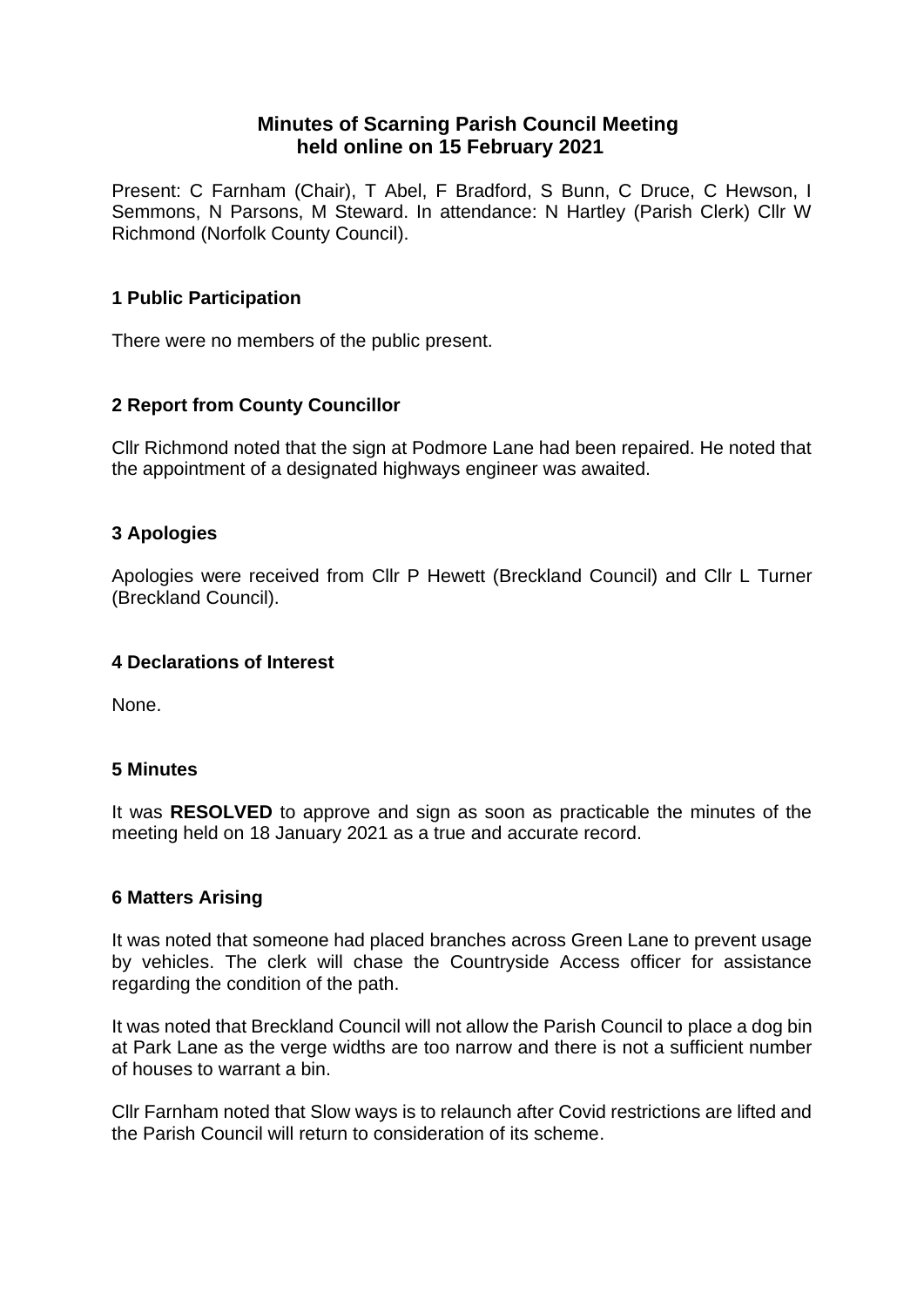# Minutes of Scarning Parish Council Meeting held online on 15 February 2021

Present: C Farnham (Chair), T Abel, F Bradford, S Bunn, C Druce, C Hewson, I Semmons, N Parsons, M Steward. In attendance: N Hartley (Parish Clerk) Cllr W Richmond (Norfolk County Council).

## 1 Public Participation

There were no members of the public present.

## 2 Report from County Councillor

Cllr Richmond noted that the sign at Podmore Lane had been repaired. He noted that the appointment of a designated highways engineer was awaited.

## 3 Apologies

Apologies were received from Cllr P Hewett (Breckland Council) and Cllr L Turner (Breckland Council).

## 4 Declarations of Interest

None.

## 5 Minutes

It was **RESOLVED** to approve and sign as soon as practicable the minutes of the meeting held on 18 January 2021 as a true and accurate record.

## 6 Matters Arising

It was noted that someone had placed branches across Green Lane to prevent usage by vehicles. The clerk will chase the Countryside Access officer for assistance regarding the condition of the path.

It was noted that Breckland Council will not allow the Parish Council to place a dog bin at Park Lane as the verge widths are too narrow and there is not a sufficient number of houses to warrant a bin.

Cllr Farnham noted that Slow ways is to relaunch after Covid restrictions are lifted and the Parish Council will return to consideration of its scheme.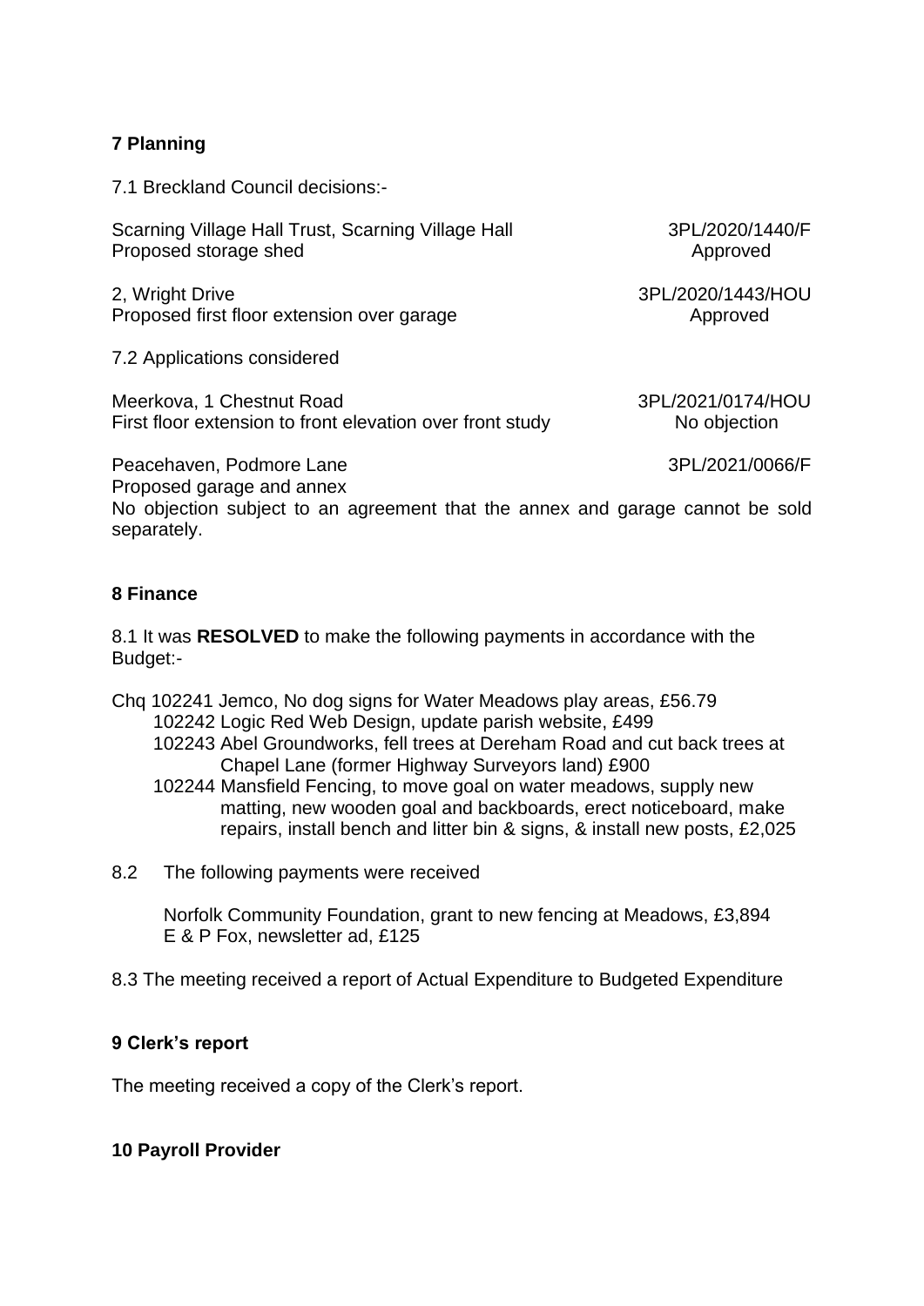**7 Planning**

7.1 Breckland Council decisions:-

Scarning Village Hall Trust, Scarning Village Hall — 3PL/2020/1440/F
Proposed storage shed — Approved

2, Wright Drive — 3PL/2020/1443/HOU
Proposed first floor extension over garage — Approved

7.2 Applications considered

Meerkova, 1 Chestnut Road — 3PL/2021/0174/HOU
First floor extension to front elevation over front study — No objection

Peacehaven, Podmore Lane — 3PL/2021/0066/F
Proposed garage and annex
No objection subject to an agreement that the annex and garage cannot be sold separately.

**8 Finance**

8.1 It was **RESOLVED** to make the following payments in accordance with the Budget:-

Chq 102241 Jemco, No dog signs for Water Meadows play areas, £56.79
102242 Logic Red Web Design, update parish website, £499
102243 Abel Groundworks, fell trees at Dereham Road and cut back trees at Chapel Lane (former Highway Surveyors land) £900
102244 Mansfield Fencing, to move goal on water meadows, supply new matting, new wooden goal and backboards, erect noticeboard, make repairs, install bench and litter bin & signs, & install new posts, £2,025

8.2 The following payments were received

Norfolk Community Foundation, grant to new fencing at Meadows, £3,894
E & P Fox, newsletter ad, £125

8.3 The meeting received a report of Actual Expenditure to Budgeted Expenditure

**9 Clerk's report**

The meeting received a copy of the Clerk's report.

**10 Payroll Provider**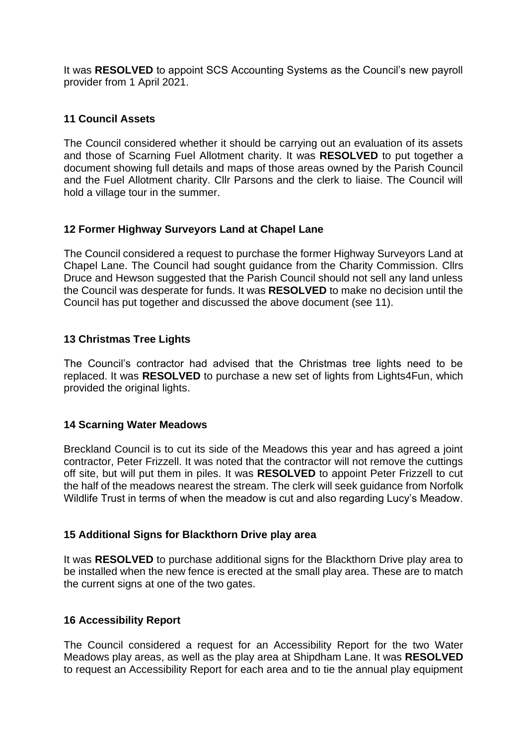It was **RESOLVED** to appoint SCS Accounting Systems as the Council's new payroll provider from 1 April 2021.

### 11 Council Assets

The Council considered whether it should be carrying out an evaluation of its assets and those of Scarning Fuel Allotment charity. It was **RESOLVED** to put together a document showing full details and maps of those areas owned by the Parish Council and the Fuel Allotment charity. Cllr Parsons and the clerk to liaise. The Council will hold a village tour in the summer.

### 12 Former Highway Surveyors Land at Chapel Lane

The Council considered a request to purchase the former Highway Surveyors Land at Chapel Lane. The Council had sought guidance from the Charity Commission. Cllrs Druce and Hewson suggested that the Parish Council should not sell any land unless the Council was desperate for funds. It was **RESOLVED** to make no decision until the Council has put together and discussed the above document (see 11).

### 13 Christmas Tree Lights

The Council's contractor had advised that the Christmas tree lights need to be replaced. It was **RESOLVED** to purchase a new set of lights from Lights4Fun, which provided the original lights.

### 14 Scarning Water Meadows

Breckland Council is to cut its side of the Meadows this year and has agreed a joint contractor, Peter Frizzell. It was noted that the contractor will not remove the cuttings off site, but will put them in piles. It was **RESOLVED** to appoint Peter Frizzell to cut the half of the meadows nearest the stream. The clerk will seek guidance from Norfolk Wildlife Trust in terms of when the meadow is cut and also regarding Lucy's Meadow.

### 15 Additional Signs for Blackthorn Drive play area

It was **RESOLVED** to purchase additional signs for the Blackthorn Drive play area to be installed when the new fence is erected at the small play area. These are to match the current signs at one of the two gates.

### 16 Accessibility Report

The Council considered a request for an Accessibility Report for the two Water Meadows play areas, as well as the play area at Shipdham Lane. It was **RESOLVED** to request an Accessibility Report for each area and to tie the annual play equipment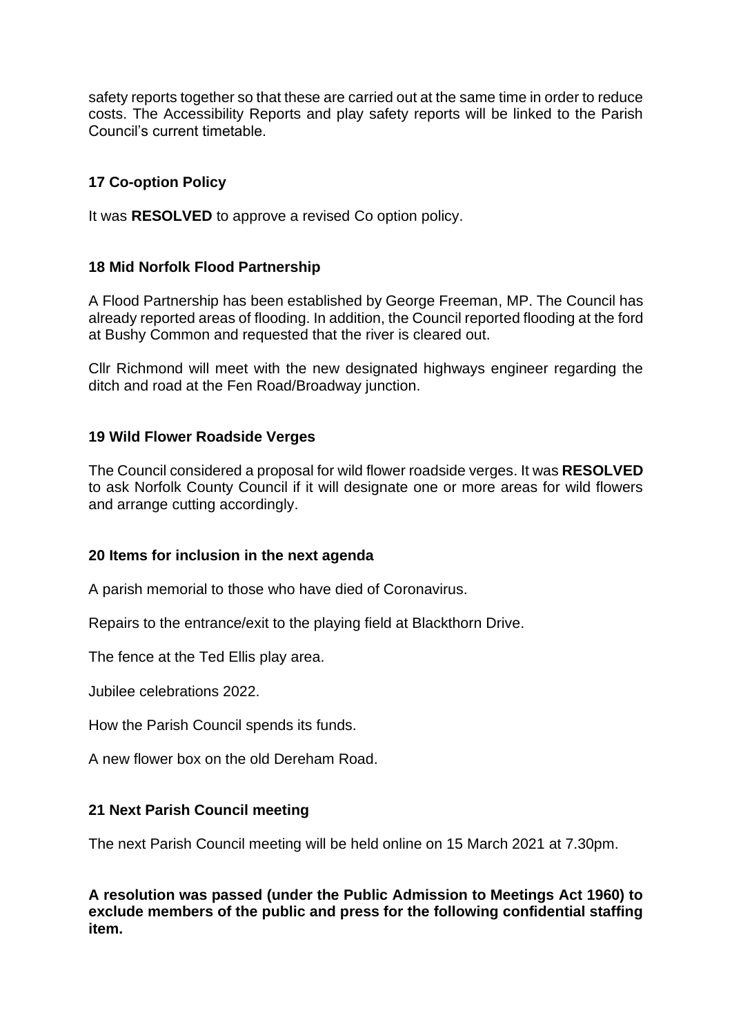safety reports together so that these are carried out at the same time in order to reduce costs. The Accessibility Reports and play safety reports will be linked to the Parish Council's current timetable.

**17 Co-option Policy**

It was **RESOLVED** to approve a revised Co option policy.

**18 Mid Norfolk Flood Partnership**

A Flood Partnership has been established by George Freeman, MP. The Council has already reported areas of flooding. In addition, the Council reported flooding at the ford at Bushy Common and requested that the river is cleared out.

Cllr Richmond will meet with the new designated highways engineer regarding the ditch and road at the Fen Road/Broadway junction.

**19 Wild Flower Roadside Verges**

The Council considered a proposal for wild flower roadside verges. It was **RESOLVED** to ask Norfolk County Council if it will designate one or more areas for wild flowers and arrange cutting accordingly.

**20 Items for inclusion in the next agenda**

A parish memorial to those who have died of Coronavirus.

Repairs to the entrance/exit to the playing field at Blackthorn Drive.

The fence at the Ted Ellis play area.

Jubilee celebrations 2022.

How the Parish Council spends its funds.

A new flower box on the old Dereham Road.

**21 Next Parish Council meeting**

The next Parish Council meeting will be held online on 15 March 2021 at 7.30pm.

**A resolution was passed (under the Public Admission to Meetings Act 1960) to exclude members of the public and press for the following confidential staffing item.**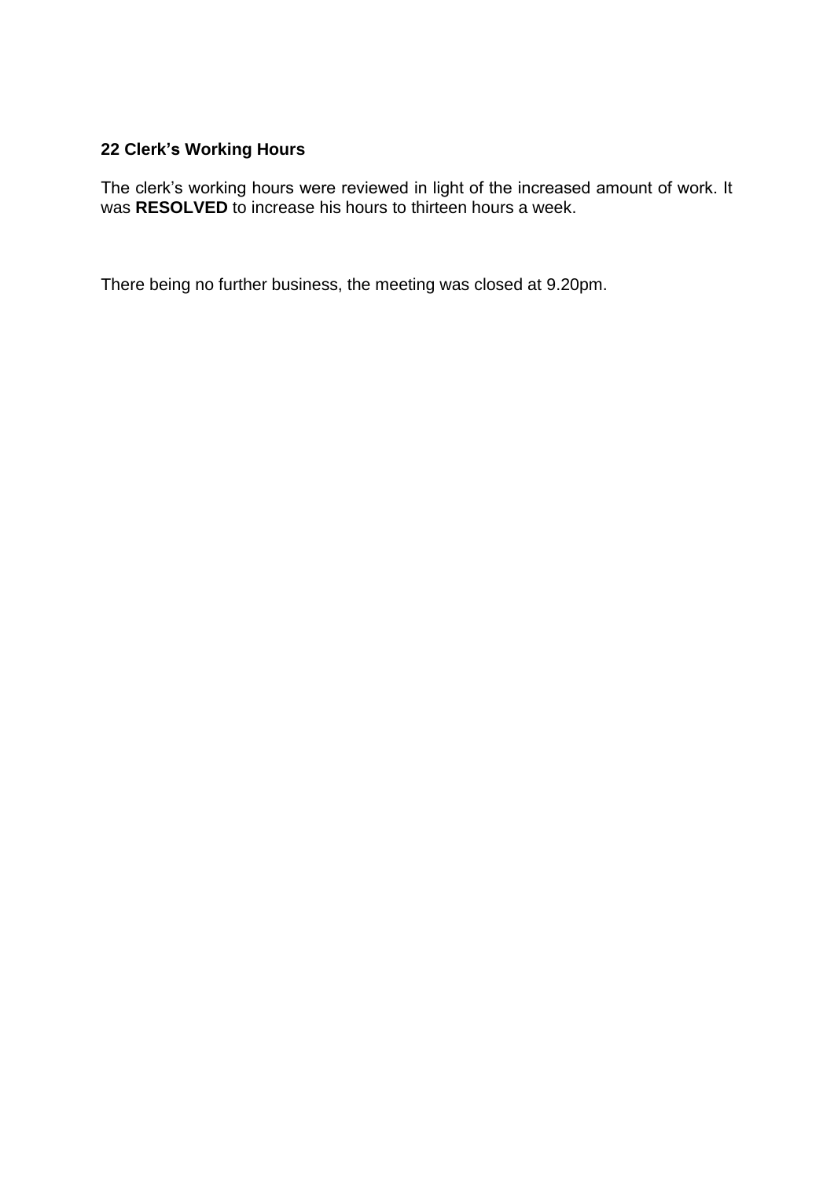**22 Clerk’s Working Hours**

The clerk’s working hours were reviewed in light of the increased amount of work. It was **RESOLVED** to increase his hours to thirteen hours a week.

There being no further business, the meeting was closed at 9.20pm.